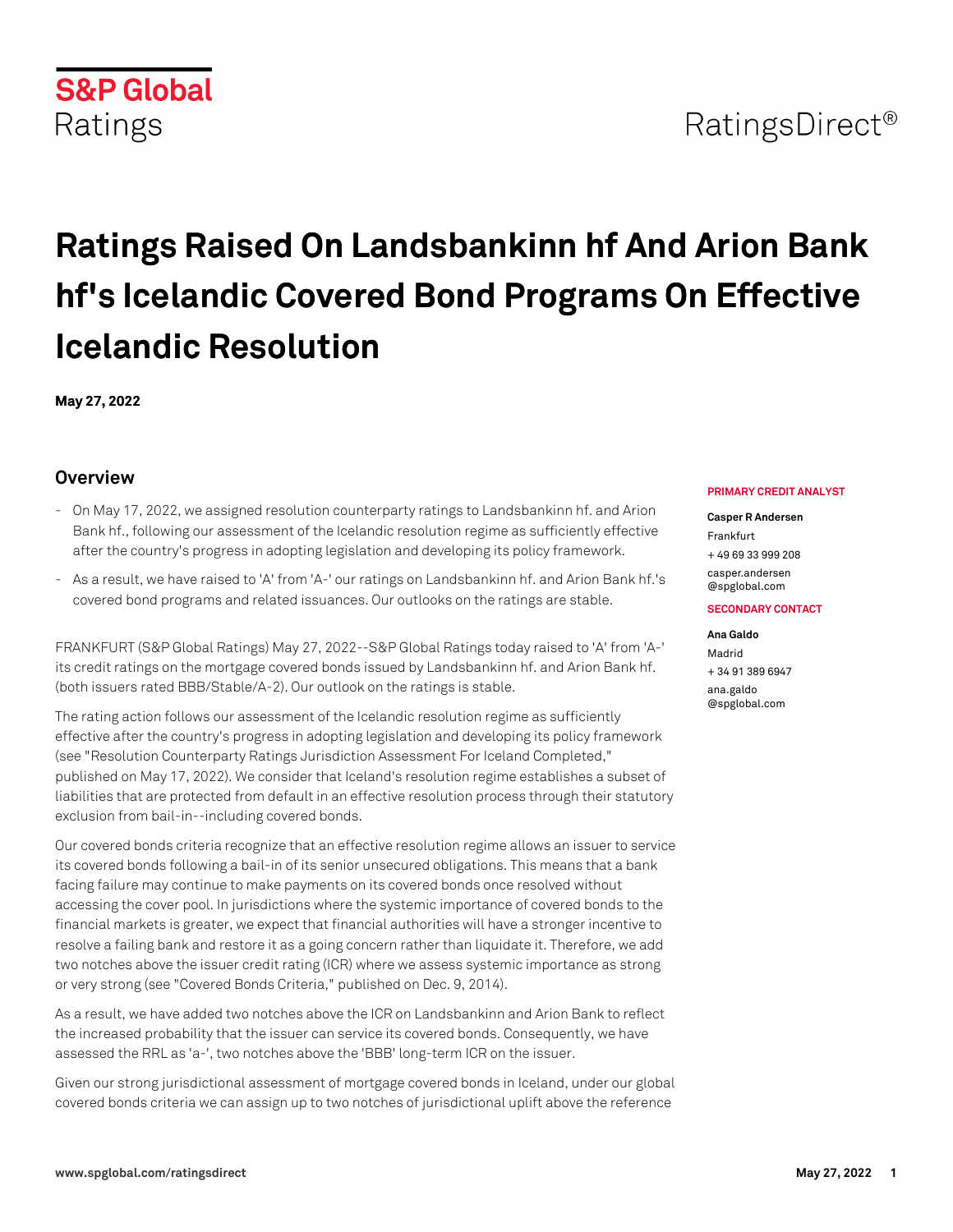S&P Global Ratings

RatingsDirect®

# Ratings Raised On Landsbankinn hf And Arion Bank hf's Icelandic Covered Bond Programs On Effective Icelandic Resolution

**May 27, 2022**

## Overview

- On May 17, 2022, we assigned resolution counterparty ratings to Landsbankinn hf. and Arion Bank hf., following our assessment of the Icelandic resolution regime as sufficiently effective after the country's progress in adopting legislation and developing its policy framework.
- As a result, we have raised to 'A' from 'A-' our ratings on Landsbankinn hf. and Arion Bank hf.'s covered bond programs and related issuances. Our outlooks on the ratings are stable.

**PRIMARY CREDIT ANALYST**

**Casper R Andersen**
Frankfurt
+ 49 69 33 999 208
casper.andersen@spglobal.com

**SECONDARY CONTACT**

**Ana Galdo**
Madrid
+ 34 91 389 6947
ana.galdo@spglobal.com

FRANKFURT (S&P Global Ratings) May 27, 2022--S&P Global Ratings today raised to 'A' from 'A-' its credit ratings on the mortgage covered bonds issued by Landsbankinn hf. and Arion Bank hf. (both issuers rated BBB/Stable/A-2). Our outlook on the ratings is stable.

The rating action follows our assessment of the Icelandic resolution regime as sufficiently effective after the country's progress in adopting legislation and developing its policy framework (see "Resolution Counterparty Ratings Jurisdiction Assessment For Iceland Completed," published on May 17, 2022). We consider that Iceland's resolution regime establishes a subset of liabilities that are protected from default in an effective resolution process through their statutory exclusion from bail-in--including covered bonds.

Our covered bonds criteria recognize that an effective resolution regime allows an issuer to service its covered bonds following a bail-in of its senior unsecured obligations. This means that a bank facing failure may continue to make payments on its covered bonds once resolved without accessing the cover pool. In jurisdictions where the systemic importance of covered bonds to the financial markets is greater, we expect that financial authorities will have a stronger incentive to resolve a failing bank and restore it as a going concern rather than liquidate it. Therefore, we add two notches above the issuer credit rating (ICR) where we assess systemic importance as strong or very strong (see "Covered Bonds Criteria," published on Dec. 9, 2014).

As a result, we have added two notches above the ICR on Landsbankinn and Arion Bank to reflect the increased probability that the issuer can service its covered bonds. Consequently, we have assessed the RRL as 'a-', two notches above the 'BBB' long-term ICR on the issuer.

Given our strong jurisdictional assessment of mortgage covered bonds in Iceland, under our global covered bonds criteria we can assign up to two notches of jurisdictional uplift above the reference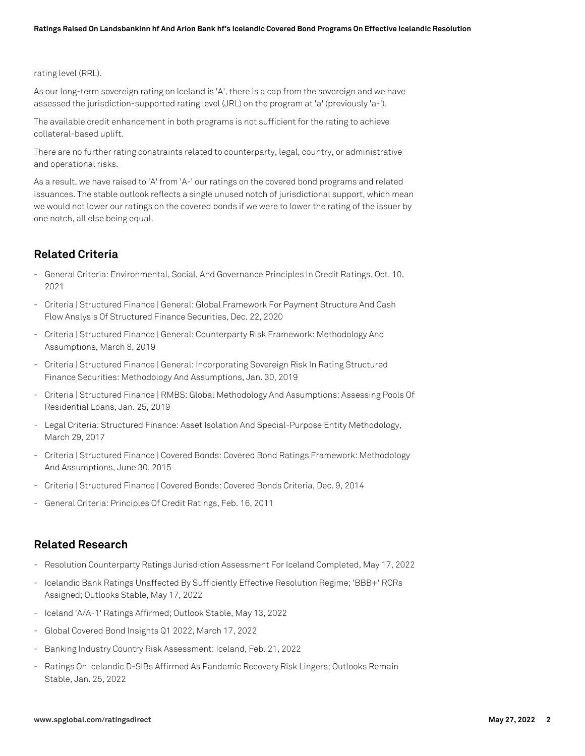rating level (RRL).

As our long-term sovereign rating on Iceland is 'A', there is a cap from the sovereign and we have assessed the jurisdiction-supported rating level (JRL) on the program at 'a' (previously 'a-').

The available credit enhancement in both programs is not sufficient for the rating to achieve collateral-based uplift.

There are no further rating constraints related to counterparty, legal, country, or administrative and operational risks.

As a result, we have raised to 'A' from 'A-' our ratings on the covered bond programs and related issuances. The stable outlook reflects a single unused notch of jurisdictional support, which mean we would not lower our ratings on the covered bonds if we were to lower the rating of the issuer by one notch, all else being equal.

## Related Criteria

- General Criteria: Environmental, Social, And Governance Principles In Credit Ratings, Oct. 10, 2021
- Criteria | Structured Finance | General: Global Framework For Payment Structure And Cash Flow Analysis Of Structured Finance Securities, Dec. 22, 2020
- Criteria | Structured Finance | General: Counterparty Risk Framework: Methodology And Assumptions, March 8, 2019
- Criteria | Structured Finance | General: Incorporating Sovereign Risk In Rating Structured Finance Securities: Methodology And Assumptions, Jan. 30, 2019
- Criteria | Structured Finance | RMBS: Global Methodology And Assumptions: Assessing Pools Of Residential Loans, Jan. 25, 2019
- Legal Criteria: Structured Finance: Asset Isolation And Special-Purpose Entity Methodology, March 29, 2017
- Criteria | Structured Finance | Covered Bonds: Covered Bond Ratings Framework: Methodology And Assumptions, June 30, 2015
- Criteria | Structured Finance | Covered Bonds: Covered Bonds Criteria, Dec. 9, 2014
- General Criteria: Principles Of Credit Ratings, Feb. 16, 2011

## Related Research

- Resolution Counterparty Ratings Jurisdiction Assessment For Iceland Completed, May 17, 2022
- Icelandic Bank Ratings Unaffected By Sufficiently Effective Resolution Regime; 'BBB+' RCRs Assigned; Outlooks Stable, May 17, 2022
- Iceland 'A/A-1' Ratings Affirmed; Outlook Stable, May 13, 2022
- Global Covered Bond Insights Q1 2022, March 17, 2022
- Banking Industry Country Risk Assessment: Iceland, Feb. 21, 2022
- Ratings On Icelandic D-SIBs Affirmed As Pandemic Recovery Risk Lingers; Outlooks Remain Stable, Jan. 25, 2022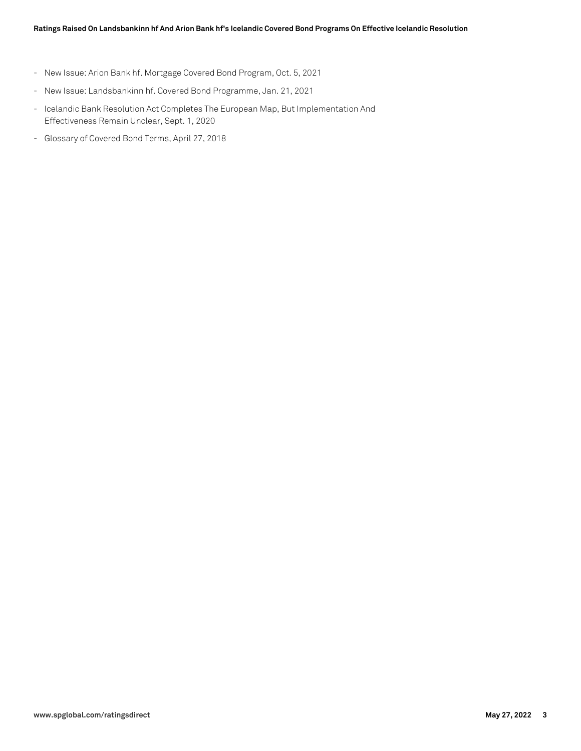- New Issue: Arion Bank hf. Mortgage Covered Bond Program, Oct. 5, 2021
- New Issue: Landsbankinn hf. Covered Bond Programme, Jan. 21, 2021
- Icelandic Bank Resolution Act Completes The European Map, But Implementation And Effectiveness Remain Unclear, Sept. 1, 2020
- Glossary of Covered Bond Terms, April 27, 2018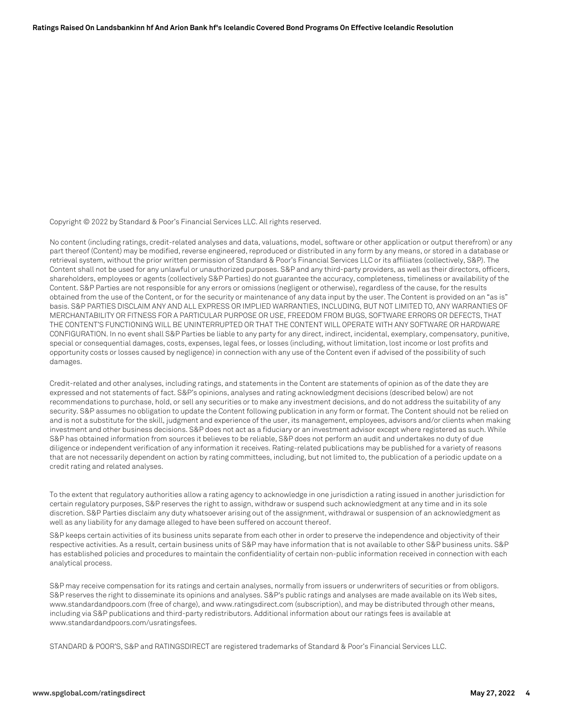Copyright © 2022 by Standard & Poor's Financial Services LLC. All rights reserved.

No content (including ratings, credit-related analyses and data, valuations, model, software or other application or output therefrom) or any part thereof (Content) may be modified, reverse engineered, reproduced or distributed in any form by any means, or stored in a database or retrieval system, without the prior written permission of Standard & Poor's Financial Services LLC or its affiliates (collectively, S&P). The Content shall not be used for any unlawful or unauthorized purposes. S&P and any third-party providers, as well as their directors, officers, shareholders, employees or agents (collectively S&P Parties) do not guarantee the accuracy, completeness, timeliness or availability of the Content. S&P Parties are not responsible for any errors or omissions (negligent or otherwise), regardless of the cause, for the results obtained from the use of the Content, or for the security or maintenance of any data input by the user. The Content is provided on an "as is" basis. S&P PARTIES DISCLAIM ANY AND ALL EXPRESS OR IMPLIED WARRANTIES, INCLUDING, BUT NOT LIMITED TO, ANY WARRANTIES OF MERCHANTABILITY OR FITNESS FOR A PARTICULAR PURPOSE OR USE, FREEDOM FROM BUGS, SOFTWARE ERRORS OR DEFECTS, THAT THE CONTENT'S FUNCTIONING WILL BE UNINTERRUPTED OR THAT THE CONTENT WILL OPERATE WITH ANY SOFTWARE OR HARDWARE CONFIGURATION. In no event shall S&P Parties be liable to any party for any direct, indirect, incidental, exemplary, compensatory, punitive, special or consequential damages, costs, expenses, legal fees, or losses (including, without limitation, lost income or lost profits and opportunity costs or losses caused by negligence) in connection with any use of the Content even if advised of the possibility of such damages.

Credit-related and other analyses, including ratings, and statements in the Content are statements of opinion as of the date they are expressed and not statements of fact. S&P's opinions, analyses and rating acknowledgment decisions (described below) are not recommendations to purchase, hold, or sell any securities or to make any investment decisions, and do not address the suitability of any security. S&P assumes no obligation to update the Content following publication in any form or format. The Content should not be relied on and is not a substitute for the skill, judgment and experience of the user, its management, employees, advisors and/or clients when making investment and other business decisions. S&P does not act as a fiduciary or an investment advisor except where registered as such. While S&P has obtained information from sources it believes to be reliable, S&P does not perform an audit and undertakes no duty of due diligence or independent verification of any information it receives. Rating-related publications may be published for a variety of reasons that are not necessarily dependent on action by rating committees, including, but not limited to, the publication of a periodic update on a credit rating and related analyses.

To the extent that regulatory authorities allow a rating agency to acknowledge in one jurisdiction a rating issued in another jurisdiction for certain regulatory purposes, S&P reserves the right to assign, withdraw or suspend such acknowledgment at any time and in its sole discretion. S&P Parties disclaim any duty whatsoever arising out of the assignment, withdrawal or suspension of an acknowledgment as well as any liability for any damage alleged to have been suffered on account thereof.

S&P keeps certain activities of its business units separate from each other in order to preserve the independence and objectivity of their respective activities. As a result, certain business units of S&P may have information that is not available to other S&P business units. S&P has established policies and procedures to maintain the confidentiality of certain non-public information received in connection with each analytical process.

S&P may receive compensation for its ratings and certain analyses, normally from issuers or underwriters of securities or from obligors. S&P reserves the right to disseminate its opinions and analyses. S&P's public ratings and analyses are made available on its Web sites, www.standardandpoors.com (free of charge), and www.ratingsdirect.com (subscription), and may be distributed through other means, including via S&P publications and third-party redistributors. Additional information about our ratings fees is available at www.standardandpoors.com/usratingsfees.

STANDARD & POOR'S, S&P and RATINGSDIRECT are registered trademarks of Standard & Poor's Financial Services LLC.